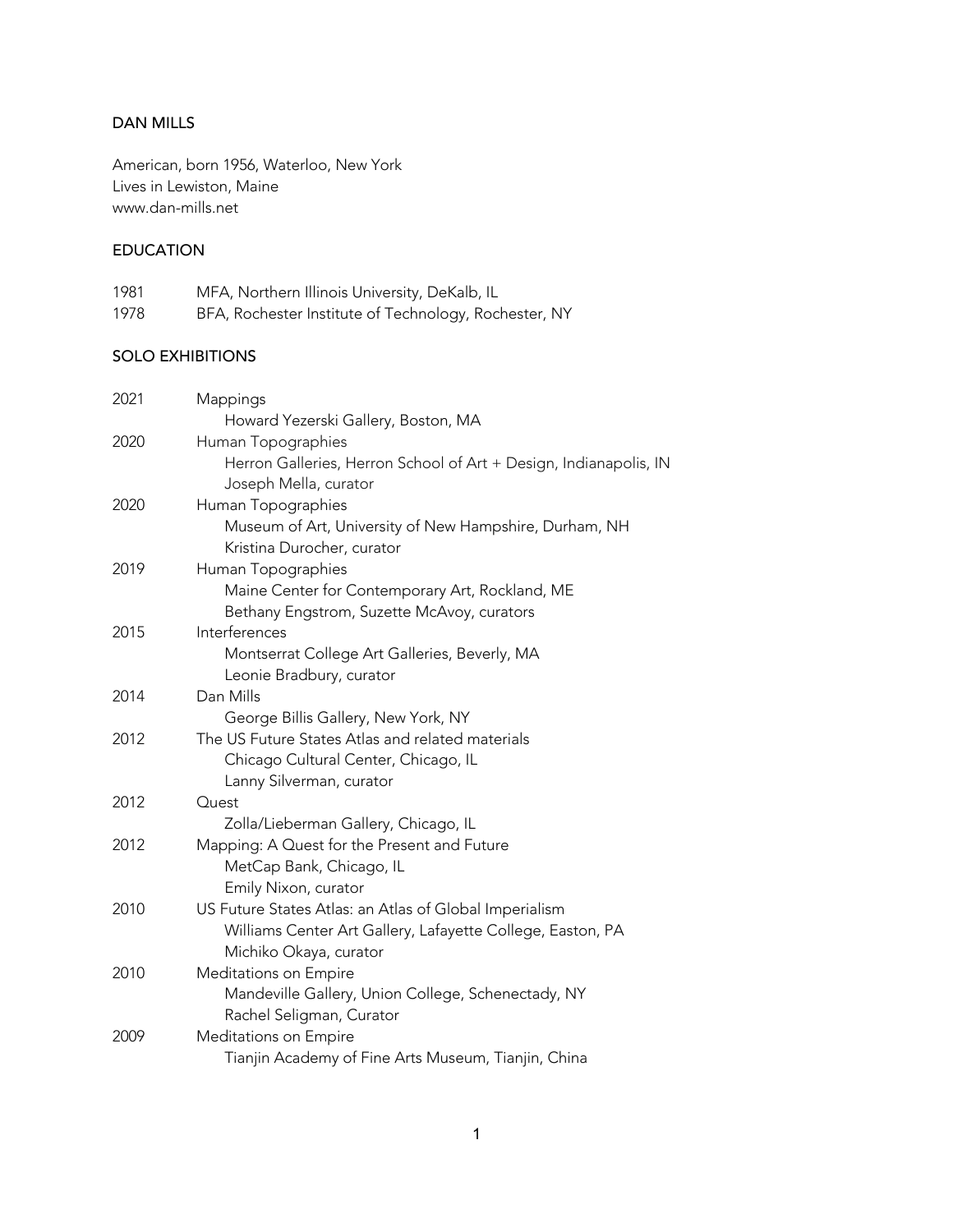# DAN MILLS

American, born 1956, Waterloo, New York
Lives in Lewiston, Maine
www.dan-mills.net

## EDUCATION

1981 MFA, Northern Illinois University, DeKalb, IL
1978 BFA, Rochester Institute of Technology, Rochester, NY

## SOLO EXHIBITIONS

2021 Mappings
Howard Yezerski Gallery, Boston, MA

2020 Human Topographies
Herron Galleries, Herron School of Art + Design, Indianapolis, IN
Joseph Mella, curator

2020 Human Topographies
Museum of Art, University of New Hampshire, Durham, NH
Kristina Durocher, curator

2019 Human Topographies
Maine Center for Contemporary Art, Rockland, ME
Bethany Engstrom, Suzette McAvoy, curators

2015 Interferences
Montserrat College Art Galleries, Beverly, MA
Leonie Bradbury, curator

2014 Dan Mills
George Billis Gallery, New York, NY

2012 The US Future States Atlas and related materials
Chicago Cultural Center, Chicago, IL
Lanny Silverman, curator

2012 Quest
Zolla/Lieberman Gallery, Chicago, IL

2012 Mapping: A Quest for the Present and Future
MetCap Bank, Chicago, IL
Emily Nixon, curator

2010 US Future States Atlas: an Atlas of Global Imperialism
Williams Center Art Gallery, Lafayette College, Easton, PA
Michiko Okaya, curator

2010 Meditations on Empire
Mandeville Gallery, Union College, Schenectady, NY
Rachel Seligman, Curator

2009 Meditations on Empire
Tianjin Academy of Fine Arts Museum, Tianjin, China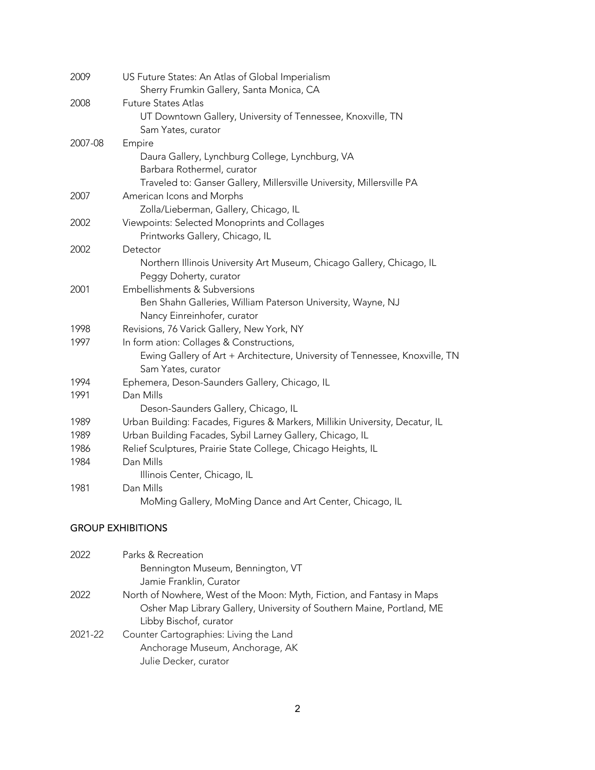| | |
|---|---|
| 2009 | US Future States: An Atlas of Global Imperialism<br>Sherry Frumkin Gallery, Santa Monica, CA |
| 2008 | Future States Atlas<br>UT Downtown Gallery, University of Tennessee, Knoxville, TN<br>Sam Yates, curator |
| 2007-08 | Empire<br>Daura Gallery, Lynchburg College, Lynchburg, VA<br>Barbara Rothermel, curator<br>Traveled to: Ganser Gallery, Millersville University, Millersville PA |
| 2007 | American Icons and Morphs<br>Zolla/Lieberman, Gallery, Chicago, IL |
| 2002 | Viewpoints: Selected Monoprints and Collages<br>Printworks Gallery, Chicago, IL |
| 2002 | Detector<br>Northern Illinois University Art Museum, Chicago Gallery, Chicago, IL<br>Peggy Doherty, curator |
| 2001 | Embellishments & Subversions<br>Ben Shahn Galleries, William Paterson University, Wayne, NJ<br>Nancy Einreinhofer, curator |
| 1998 | Revisions, 76 Varick Gallery, New York, NY |
| 1997 | In form ation: Collages & Constructions,<br>Ewing Gallery of Art + Architecture, University of Tennessee, Knoxville, TN<br>Sam Yates, curator |
| 1994 | Ephemera, Deson-Saunders Gallery, Chicago, IL |
| 1991 | Dan Mills<br>Deson-Saunders Gallery, Chicago, IL |
| 1989 | Urban Building: Facades, Figures & Markers, Millikin University, Decatur, IL |
| 1989 | Urban Building Facades, Sybil Larney Gallery, Chicago, IL |
| 1986 | Relief Sculptures, Prairie State College, Chicago Heights, IL |
| 1984 | Dan Mills<br>Illinois Center, Chicago, IL |
| 1981 | Dan Mills<br>MoMing Gallery, MoMing Dance and Art Center, Chicago, IL |

## GROUP EXHIBITIONS

| | |
|---|---|
| 2022 | Parks & Recreation<br>Bennington Museum, Bennington, VT<br>Jamie Franklin, Curator |
| 2022 | North of Nowhere, West of the Moon: Myth, Fiction, and Fantasy in Maps<br>Osher Map Library Gallery, University of Southern Maine, Portland, ME<br>Libby Bischof, curator |
| 2021-22 | Counter Cartographies: Living the Land<br>Anchorage Museum, Anchorage, AK<br>Julie Decker, curator |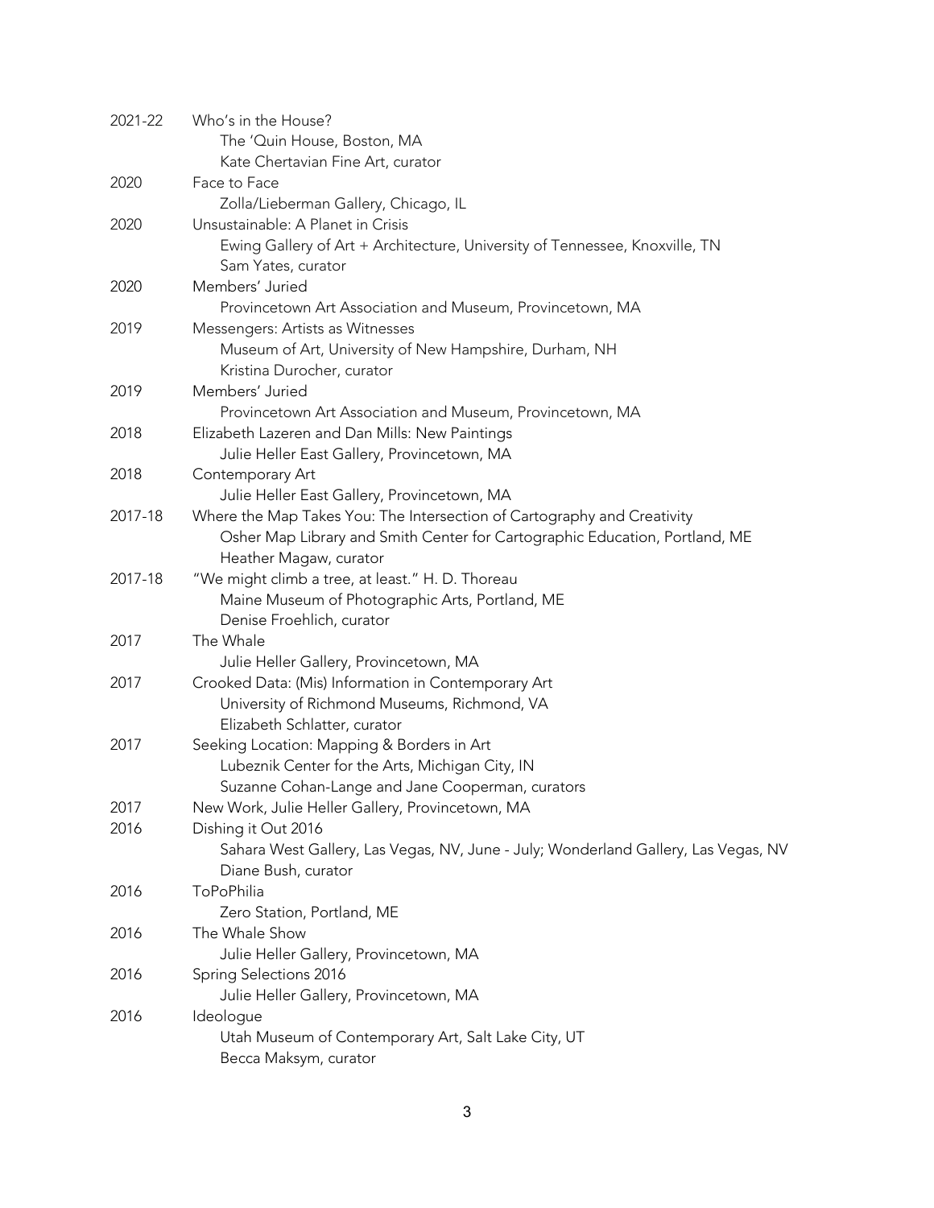2021-22 Who's in the House?
The 'Quin House, Boston, MA
Kate Chertavian Fine Art, curator

2020 Face to Face
Zolla/Lieberman Gallery, Chicago, IL

2020 Unsustainable: A Planet in Crisis
Ewing Gallery of Art + Architecture, University of Tennessee, Knoxville, TN
Sam Yates, curator

2020 Members' Juried
Provincetown Art Association and Museum, Provincetown, MA

2019 Messengers: Artists as Witnesses
Museum of Art, University of New Hampshire, Durham, NH
Kristina Durocher, curator

2019 Members' Juried
Provincetown Art Association and Museum, Provincetown, MA

2018 Elizabeth Lazeren and Dan Mills: New Paintings
Julie Heller East Gallery, Provincetown, MA

2018 Contemporary Art
Julie Heller East Gallery, Provincetown, MA

2017-18 Where the Map Takes You: The Intersection of Cartography and Creativity
Osher Map Library and Smith Center for Cartographic Education, Portland, ME
Heather Magaw, curator

2017-18 "We might climb a tree, at least." H. D. Thoreau
Maine Museum of Photographic Arts, Portland, ME
Denise Froehlich, curator

2017 The Whale
Julie Heller Gallery, Provincetown, MA

2017 Crooked Data: (Mis) Information in Contemporary Art
University of Richmond Museums, Richmond, VA
Elizabeth Schlatter, curator

2017 Seeking Location: Mapping & Borders in Art
Lubeznik Center for the Arts, Michigan City, IN
Suzanne Cohan-Lange and Jane Cooperman, curators

2017 New Work, Julie Heller Gallery, Provincetown, MA

2016 Dishing it Out 2016
Sahara West Gallery, Las Vegas, NV, June - July; Wonderland Gallery, Las Vegas, NV
Diane Bush, curator

2016 ToPoPhilia
Zero Station, Portland, ME

2016 The Whale Show
Julie Heller Gallery, Provincetown, MA

2016 Spring Selections 2016
Julie Heller Gallery, Provincetown, MA

2016 Ideologue
Utah Museum of Contemporary Art, Salt Lake City, UT
Becca Maksym, curator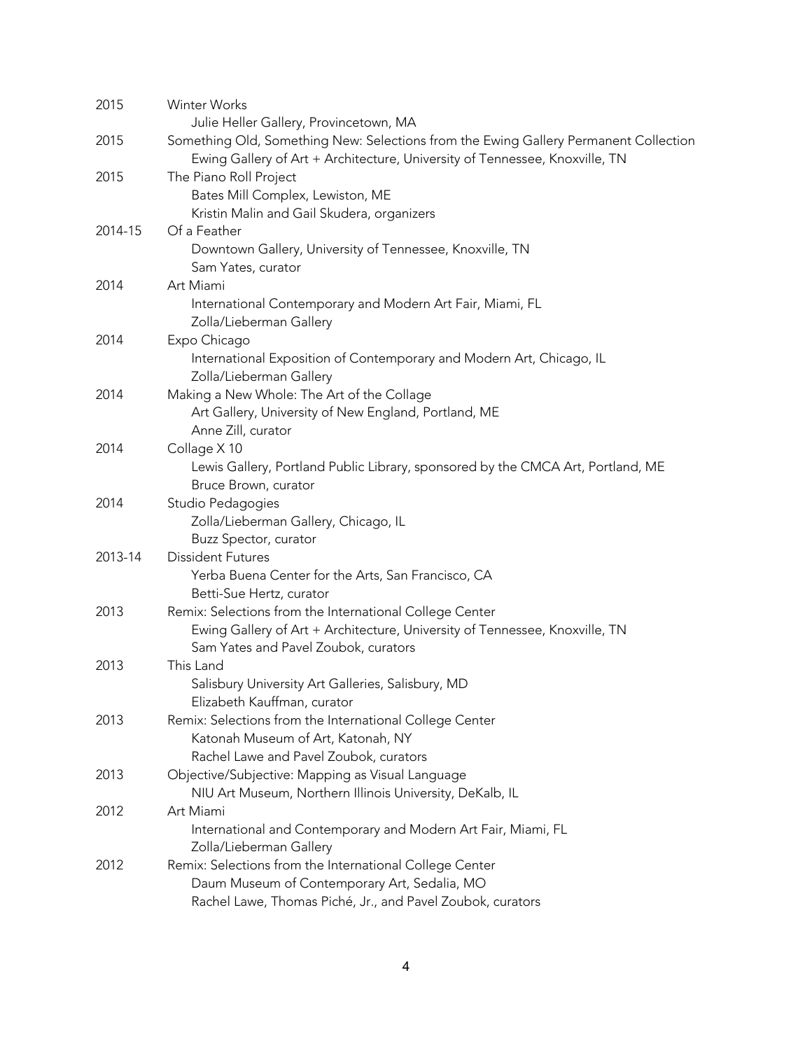2015 Winter Works
  Julie Heller Gallery, Provincetown, MA

2015 Something Old, Something New: Selections from the Ewing Gallery Permanent Collection
  Ewing Gallery of Art + Architecture, University of Tennessee, Knoxville, TN

2015 The Piano Roll Project
  Bates Mill Complex, Lewiston, ME
  Kristin Malin and Gail Skudera, organizers

2014-15 Of a Feather
  Downtown Gallery, University of Tennessee, Knoxville, TN
  Sam Yates, curator

2014 Art Miami
  International Contemporary and Modern Art Fair, Miami, FL
  Zolla/Lieberman Gallery

2014 Expo Chicago
  International Exposition of Contemporary and Modern Art, Chicago, IL
  Zolla/Lieberman Gallery

2014 Making a New Whole: The Art of the Collage
  Art Gallery, University of New England, Portland, ME
  Anne Zill, curator

2014 Collage X 10
  Lewis Gallery, Portland Public Library, sponsored by the CMCA Art, Portland, ME
  Bruce Brown, curator

2014 Studio Pedagogies
  Zolla/Lieberman Gallery, Chicago, IL
  Buzz Spector, curator

2013-14 Dissident Futures
  Yerba Buena Center for the Arts, San Francisco, CA
  Betti-Sue Hertz, curator

2013 Remix: Selections from the International College Center
  Ewing Gallery of Art + Architecture, University of Tennessee, Knoxville, TN
  Sam Yates and Pavel Zoubok, curators

2013 This Land
  Salisbury University Art Galleries, Salisbury, MD
  Elizabeth Kauffman, curator

2013 Remix: Selections from the International College Center
  Katonah Museum of Art, Katonah, NY
  Rachel Lawe and Pavel Zoubok, curators

2013 Objective/Subjective: Mapping as Visual Language
  NIU Art Museum, Northern Illinois University, DeKalb, IL

2012 Art Miami
  International and Contemporary and Modern Art Fair, Miami, FL
  Zolla/Lieberman Gallery

2012 Remix: Selections from the International College Center
  Daum Museum of Contemporary Art, Sedalia, MO
  Rachel Lawe, Thomas Piché, Jr., and Pavel Zoubok, curators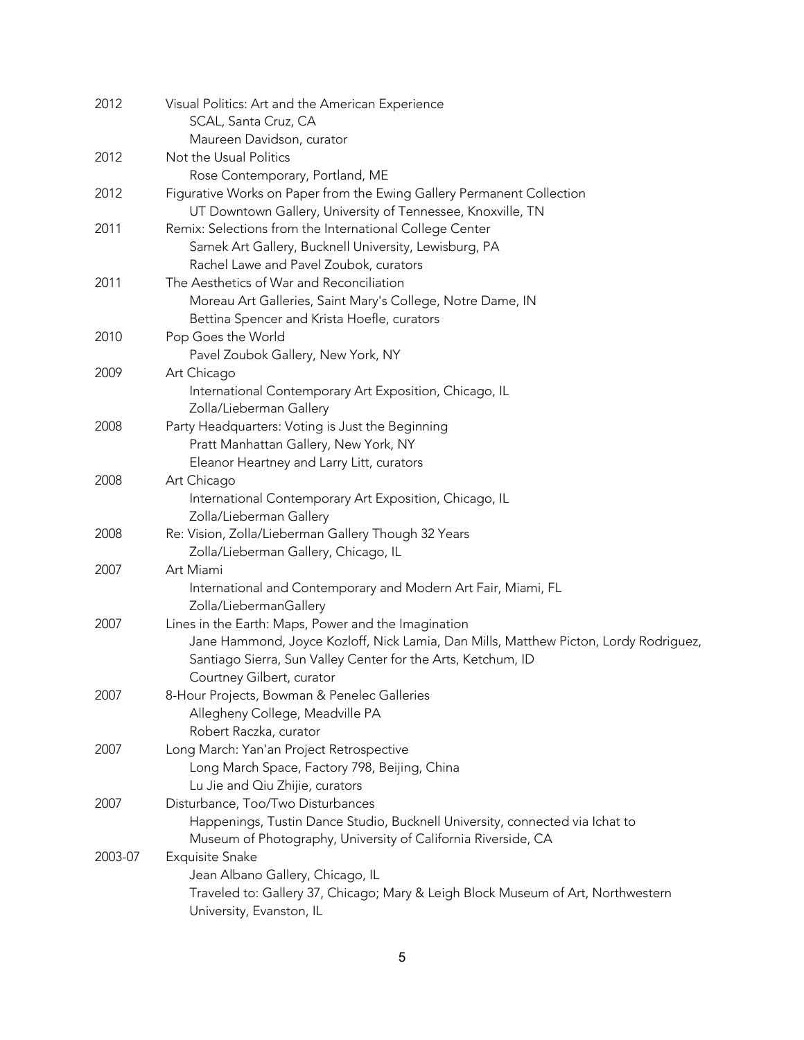2012 Visual Politics: Art and the American Experience
SCAL, Santa Cruz, CA
Maureen Davidson, curator

2012 Not the Usual Politics
Rose Contemporary, Portland, ME

2012 Figurative Works on Paper from the Ewing Gallery Permanent Collection
UT Downtown Gallery, University of Tennessee, Knoxville, TN

2011 Remix: Selections from the International College Center
Samek Art Gallery, Bucknell University, Lewisburg, PA
Rachel Lawe and Pavel Zoubok, curators

2011 The Aesthetics of War and Reconciliation
Moreau Art Galleries, Saint Mary's College, Notre Dame, IN
Bettina Spencer and Krista Hoefle, curators

2010 Pop Goes the World
Pavel Zoubok Gallery, New York, NY

2009 Art Chicago
International Contemporary Art Exposition, Chicago, IL
Zolla/Lieberman Gallery

2008 Party Headquarters: Voting is Just the Beginning
Pratt Manhattan Gallery, New York, NY
Eleanor Heartney and Larry Litt, curators

2008 Art Chicago
International Contemporary Art Exposition, Chicago, IL
Zolla/Lieberman Gallery

2008 Re: Vision, Zolla/Lieberman Gallery Though 32 Years
Zolla/Lieberman Gallery, Chicago, IL

2007 Art Miami
International and Contemporary and Modern Art Fair, Miami, FL
Zolla/LiebermanGallery

2007 Lines in the Earth: Maps, Power and the Imagination
Jane Hammond, Joyce Kozloff, Nick Lamia, Dan Mills, Matthew Picton, Lordy Rodriguez, Santiago Sierra, Sun Valley Center for the Arts, Ketchum, ID
Courtney Gilbert, curator

2007 8-Hour Projects, Bowman & Penelec Galleries
Allegheny College, Meadville PA
Robert Raczka, curator

2007 Long March: Yan'an Project Retrospective
Long March Space, Factory 798, Beijing, China
Lu Jie and Qiu Zhijie, curators

2007 Disturbance, Too/Two Disturbances
Happenings, Tustin Dance Studio, Bucknell University, connected via Ichat to Museum of Photography, University of California Riverside, CA

2003-07 Exquisite Snake
Jean Albano Gallery, Chicago, IL
Traveled to: Gallery 37, Chicago; Mary & Leigh Block Museum of Art, Northwestern University, Evanston, IL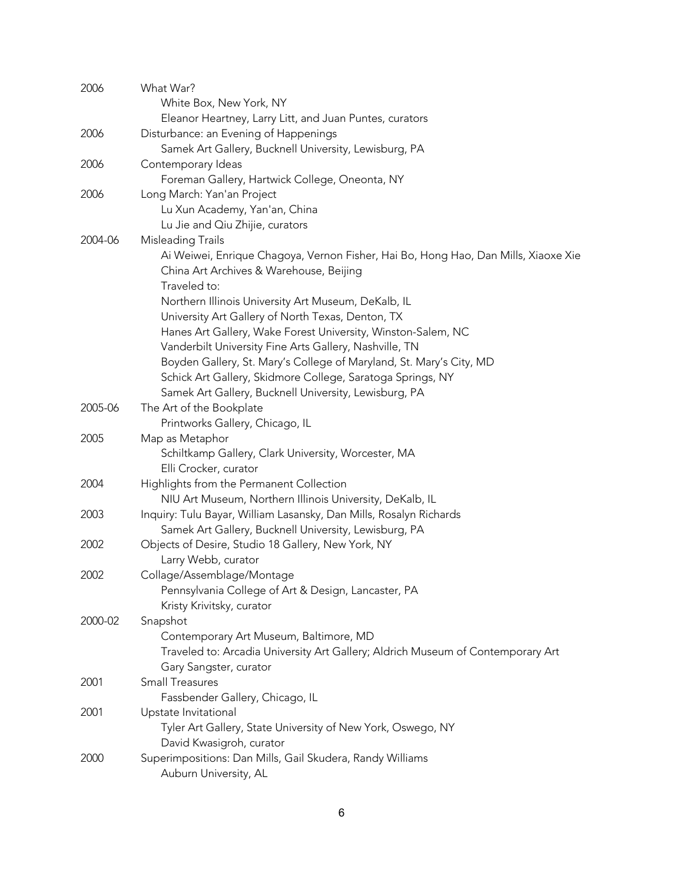2006 What War?
White Box, New York, NY
Eleanor Heartney, Larry Litt, and Juan Puntes, curators

2006 Disturbance: an Evening of Happenings
Samek Art Gallery, Bucknell University, Lewisburg, PA

2006 Contemporary Ideas
Foreman Gallery, Hartwick College, Oneonta, NY

2006 Long March: Yan'an Project
Lu Xun Academy, Yan'an, China
Lu Jie and Qiu Zhijie, curators

2004-06 Misleading Trails
Ai Weiwei, Enrique Chagoya, Vernon Fisher, Hai Bo, Hong Hao, Dan Mills, Xiaoxe Xie
China Art Archives & Warehouse, Beijing
Traveled to:
Northern Illinois University Art Museum, DeKalb, IL
University Art Gallery of North Texas, Denton, TX
Hanes Art Gallery, Wake Forest University, Winston-Salem, NC
Vanderbilt University Fine Arts Gallery, Nashville, TN
Boyden Gallery, St. Mary's College of Maryland, St. Mary's City, MD
Schick Art Gallery, Skidmore College, Saratoga Springs, NY
Samek Art Gallery, Bucknell University, Lewisburg, PA

2005-06 The Art of the Bookplate
Printworks Gallery, Chicago, IL

2005 Map as Metaphor
Schiltkamp Gallery, Clark University, Worcester, MA
Elli Crocker, curator

2004 Highlights from the Permanent Collection
NIU Art Museum, Northern Illinois University, DeKalb, IL

2003 Inquiry: Tulu Bayar, William Lasansky, Dan Mills, Rosalyn Richards
Samek Art Gallery, Bucknell University, Lewisburg, PA

2002 Objects of Desire, Studio 18 Gallery, New York, NY
Larry Webb, curator

2002 Collage/Assemblage/Montage
Pennsylvania College of Art & Design, Lancaster, PA
Kristy Krivitsky, curator

2000-02 Snapshot
Contemporary Art Museum, Baltimore, MD
Traveled to: Arcadia University Art Gallery; Aldrich Museum of Contemporary Art
Gary Sangster, curator

2001 Small Treasures
Fassbender Gallery, Chicago, IL

2001 Upstate Invitational
Tyler Art Gallery, State University of New York, Oswego, NY
David Kwasigroh, curator

2000 Superimpositions: Dan Mills, Gail Skudera, Randy Williams
Auburn University, AL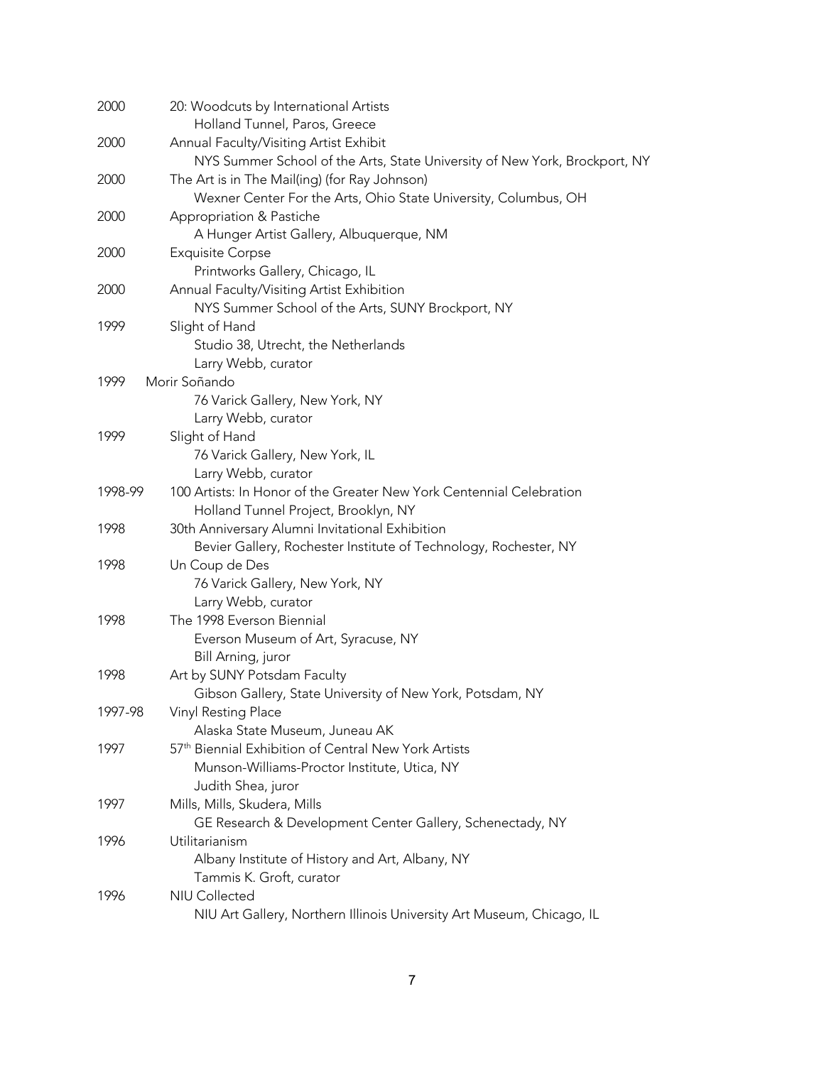2000 20: Woodcuts by International Artists
Holland Tunnel, Paros, Greece

2000 Annual Faculty/Visiting Artist Exhibit
NYS Summer School of the Arts, State University of New York, Brockport, NY

2000 The Art is in The Mail(ing) (for Ray Johnson)
Wexner Center For the Arts, Ohio State University, Columbus, OH

2000 Appropriation & Pastiche
A Hunger Artist Gallery, Albuquerque, NM

2000 Exquisite Corpse
Printworks Gallery, Chicago, IL

2000 Annual Faculty/Visiting Artist Exhibition
NYS Summer School of the Arts, SUNY Brockport, NY

1999 Slight of Hand
Studio 38, Utrecht, the Netherlands
Larry Webb, curator

1999 Morir Soñando
76 Varick Gallery, New York, NY
Larry Webb, curator

1999 Slight of Hand
76 Varick Gallery, New York, IL
Larry Webb, curator

1998-99 100 Artists: In Honor of the Greater New York Centennial Celebration
Holland Tunnel Project, Brooklyn, NY

1998 30th Anniversary Alumni Invitational Exhibition
Bevier Gallery, Rochester Institute of Technology, Rochester, NY

1998 Un Coup de Des
76 Varick Gallery, New York, NY
Larry Webb, curator

1998 The 1998 Everson Biennial
Everson Museum of Art, Syracuse, NY
Bill Arning, juror

1998 Art by SUNY Potsdam Faculty
Gibson Gallery, State University of New York, Potsdam, NY

1997-98 Vinyl Resting Place
Alaska State Museum, Juneau AK

1997 57th Biennial Exhibition of Central New York Artists
Munson-Williams-Proctor Institute, Utica, NY
Judith Shea, juror

1997 Mills, Mills, Skudera, Mills
GE Research & Development Center Gallery, Schenectady, NY

1996 Utilitarianism
Albany Institute of History and Art, Albany, NY
Tammis K. Groft, curator

1996 NIU Collected
NIU Art Gallery, Northern Illinois University Art Museum, Chicago, IL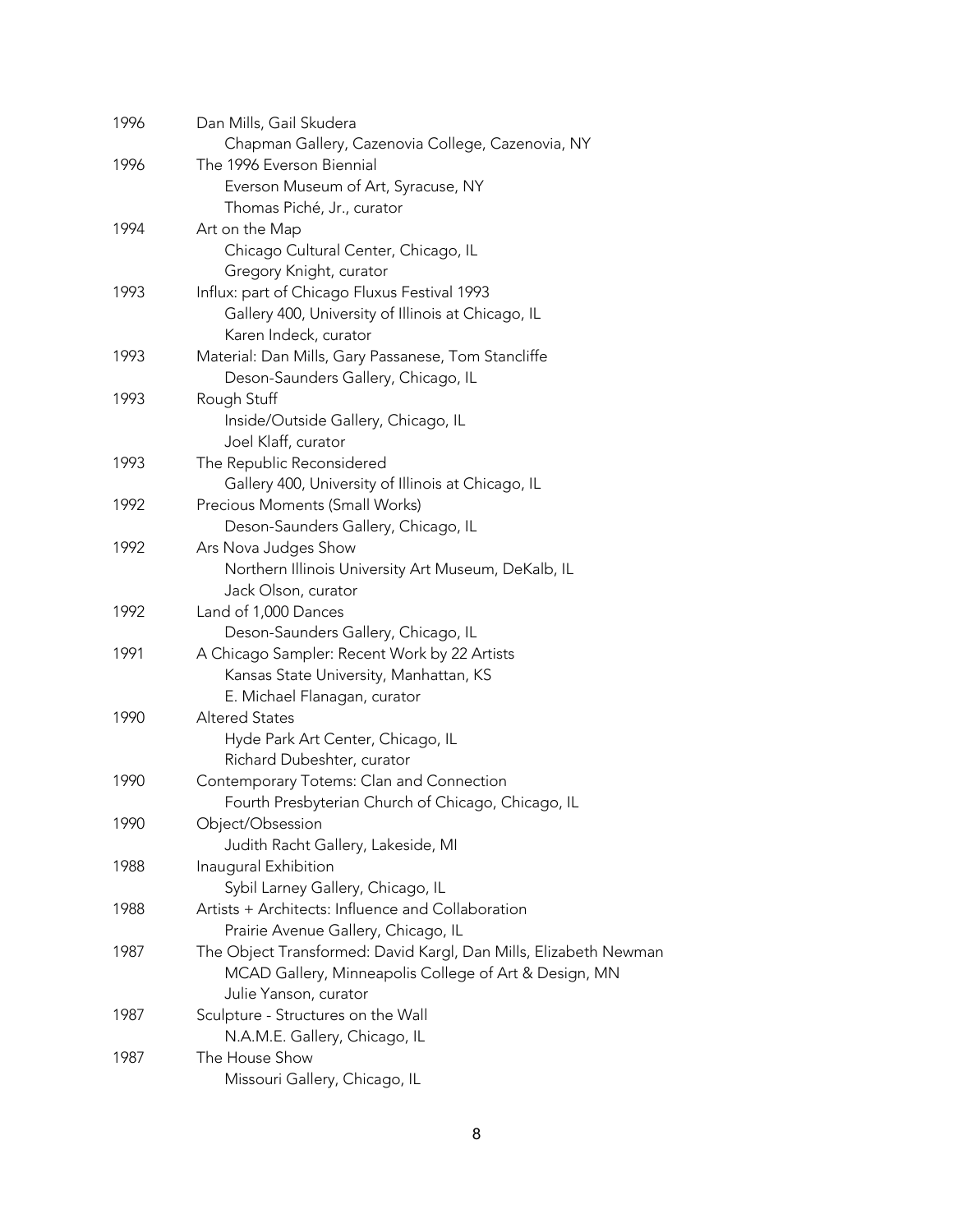1996 Dan Mills, Gail Skudera
  Chapman Gallery, Cazenovia College, Cazenovia, NY

1996 The 1996 Everson Biennial
  Everson Museum of Art, Syracuse, NY
  Thomas Piché, Jr., curator

1994 Art on the Map
  Chicago Cultural Center, Chicago, IL
  Gregory Knight, curator

1993 Influx: part of Chicago Fluxus Festival 1993
  Gallery 400, University of Illinois at Chicago, IL
  Karen Indeck, curator

1993 Material: Dan Mills, Gary Passanese, Tom Stancliffe
  Deson-Saunders Gallery, Chicago, IL

1993 Rough Stuff
  Inside/Outside Gallery, Chicago, IL
  Joel Klaff, curator

1993 The Republic Reconsidered
  Gallery 400, University of Illinois at Chicago, IL

1992 Precious Moments (Small Works)
  Deson-Saunders Gallery, Chicago, IL

1992 Ars Nova Judges Show
  Northern Illinois University Art Museum, DeKalb, IL
  Jack Olson, curator

1992 Land of 1,000 Dances
  Deson-Saunders Gallery, Chicago, IL

1991 A Chicago Sampler: Recent Work by 22 Artists
  Kansas State University, Manhattan, KS
  E. Michael Flanagan, curator

1990 Altered States
  Hyde Park Art Center, Chicago, IL
  Richard Dubeshter, curator

1990 Contemporary Totems: Clan and Connection
  Fourth Presbyterian Church of Chicago, Chicago, IL

1990 Object/Obsession
  Judith Racht Gallery, Lakeside, MI

1988 Inaugural Exhibition
  Sybil Larney Gallery, Chicago, IL

1988 Artists + Architects: Influence and Collaboration
  Prairie Avenue Gallery, Chicago, IL

1987 The Object Transformed: David Kargl, Dan Mills, Elizabeth Newman
  MCAD Gallery, Minneapolis College of Art & Design, MN
  Julie Yanson, curator

1987 Sculpture - Structures on the Wall
  N.A.M.E. Gallery, Chicago, IL

1987 The House Show
  Missouri Gallery, Chicago, IL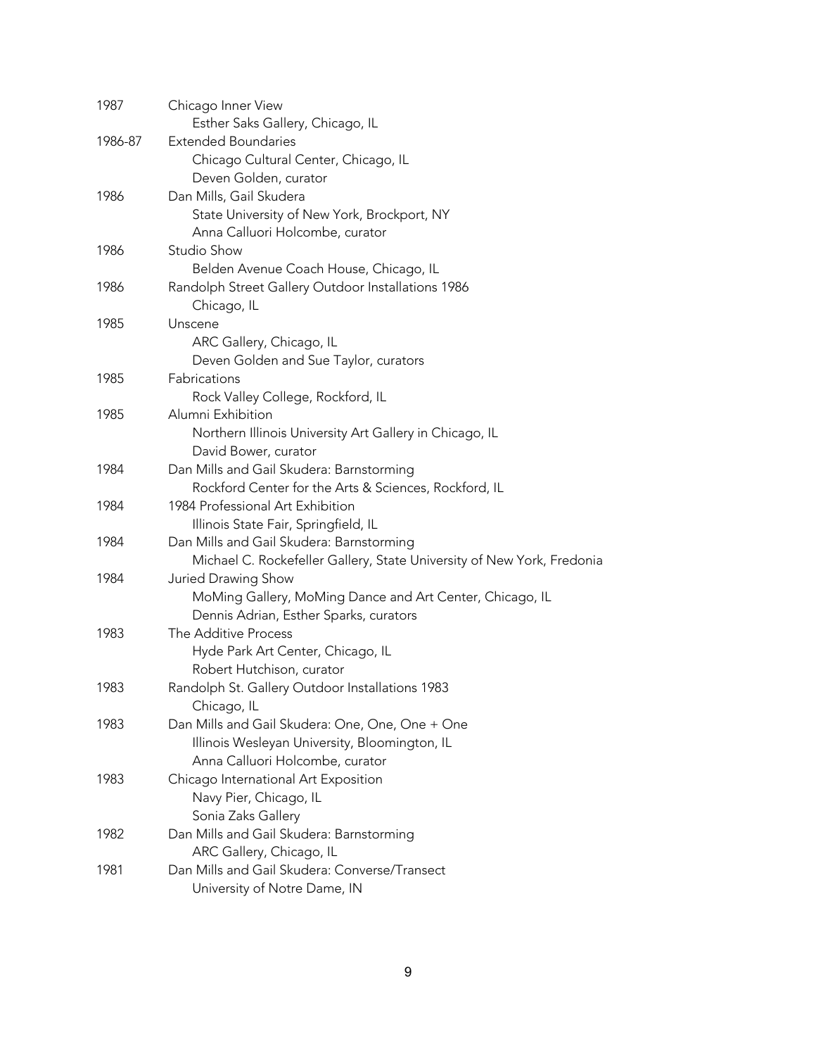1987 Chicago Inner View
  Esther Saks Gallery, Chicago, IL

1986-87 Extended Boundaries
  Chicago Cultural Center, Chicago, IL
  Deven Golden, curator

1986 Dan Mills, Gail Skudera
  State University of New York, Brockport, NY
  Anna Calluori Holcombe, curator

1986 Studio Show
  Belden Avenue Coach House, Chicago, IL

1986 Randolph Street Gallery Outdoor Installations 1986
  Chicago, IL

1985 Unscene
  ARC Gallery, Chicago, IL
  Deven Golden and Sue Taylor, curators

1985 Fabrications
  Rock Valley College, Rockford, IL

1985 Alumni Exhibition
  Northern Illinois University Art Gallery in Chicago, IL
  David Bower, curator

1984 Dan Mills and Gail Skudera: Barnstorming
  Rockford Center for the Arts & Sciences, Rockford, IL

1984 1984 Professional Art Exhibition
  Illinois State Fair, Springfield, IL

1984 Dan Mills and Gail Skudera: Barnstorming
  Michael C. Rockefeller Gallery, State University of New York, Fredonia

1984 Juried Drawing Show
  MoMing Gallery, MoMing Dance and Art Center, Chicago, IL
  Dennis Adrian, Esther Sparks, curators

1983 The Additive Process
  Hyde Park Art Center, Chicago, IL
  Robert Hutchison, curator

1983 Randolph St. Gallery Outdoor Installations 1983
  Chicago, IL

1983 Dan Mills and Gail Skudera: One, One, One + One
  Illinois Wesleyan University, Bloomington, IL
  Anna Calluori Holcombe, curator

1983 Chicago International Art Exposition
  Navy Pier, Chicago, IL
  Sonia Zaks Gallery

1982 Dan Mills and Gail Skudera: Barnstorming
  ARC Gallery, Chicago, IL

1981 Dan Mills and Gail Skudera: Converse/Transect
  University of Notre Dame, IN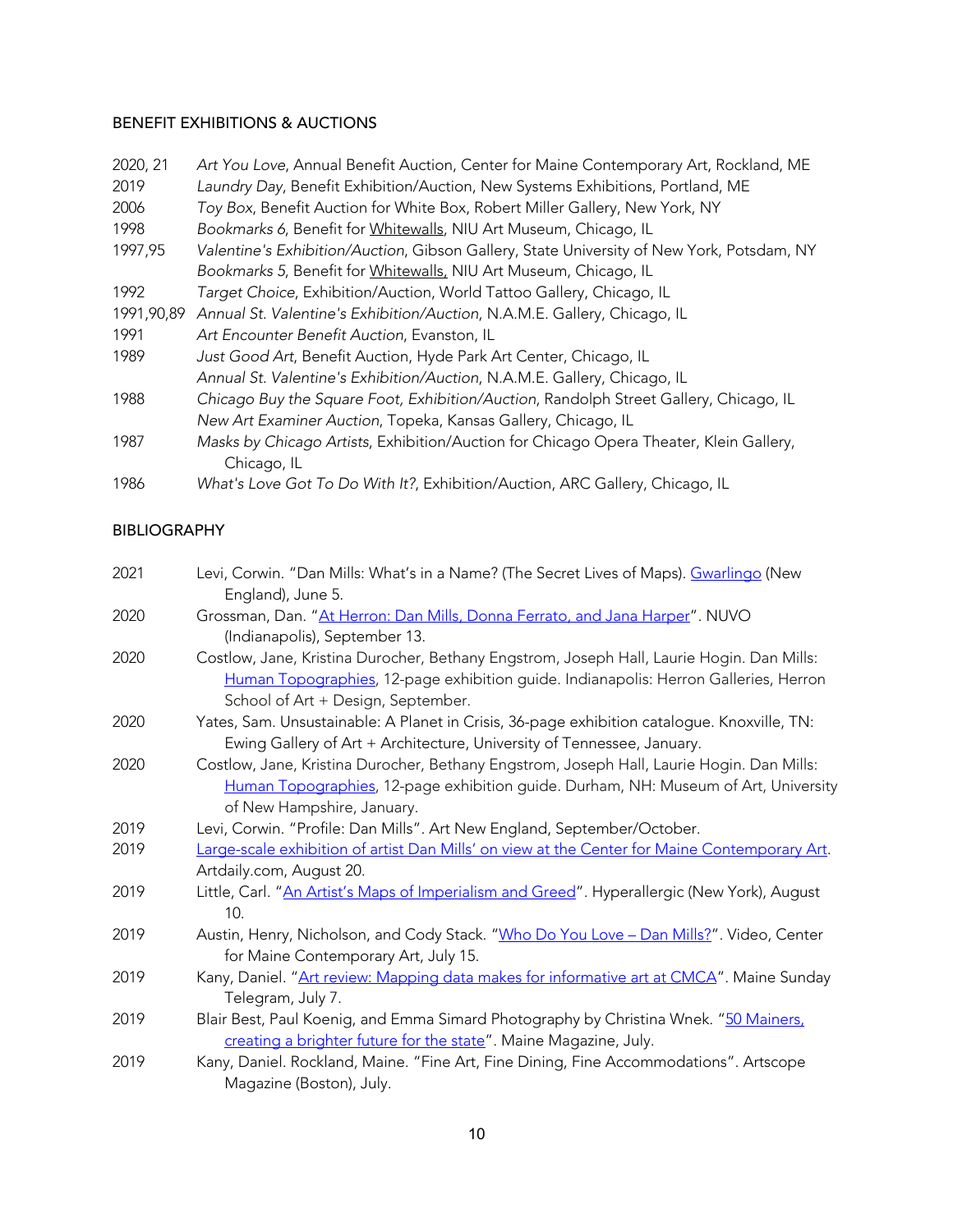## BENEFIT EXHIBITIONS & AUCTIONS

2020, 21 *Art You Love*, Annual Benefit Auction, Center for Maine Contemporary Art, Rockland, ME
2019 *Laundry Day*, Benefit Exhibition/Auction, New Systems Exhibitions, Portland, ME
2006 *Toy Box*, Benefit Auction for White Box, Robert Miller Gallery, New York, NY
1998 *Bookmarks 6*, Benefit for Whitewalls, NIU Art Museum, Chicago, IL
1997,95 *Valentine's Exhibition/Auction*, Gibson Gallery, State University of New York, Potsdam, NY
*Bookmarks 5*, Benefit for Whitewalls, NIU Art Museum, Chicago, IL
1992 *Target Choice*, Exhibition/Auction, World Tattoo Gallery, Chicago, IL
1991,90,89 *Annual St. Valentine's Exhibition/Auction*, N.A.M.E. Gallery, Chicago, IL
1991 *Art Encounter Benefit Auction*, Evanston, IL
1989 *Just Good Art*, Benefit Auction, Hyde Park Art Center, Chicago, IL
*Annual St. Valentine's Exhibition/Auction*, N.A.M.E. Gallery, Chicago, IL
1988 *Chicago Buy the Square Foot, Exhibition/Auction*, Randolph Street Gallery, Chicago, IL
*New Art Examiner Auction*, Topeka, Kansas Gallery, Chicago, IL
1987 *Masks by Chicago Artists*, Exhibition/Auction for Chicago Opera Theater, Klein Gallery, Chicago, IL
1986 *What's Love Got To Do With It?*, Exhibition/Auction, ARC Gallery, Chicago, IL

## BIBLIOGRAPHY

2021 Levi, Corwin. "Dan Mills: What's in a Name? (The Secret Lives of Maps). Gwarlingo (New England), June 5.
2020 Grossman, Dan. "At Herron: Dan Mills, Donna Ferrato, and Jana Harper". NUVO (Indianapolis), September 13.
2020 Costlow, Jane, Kristina Durocher, Bethany Engstrom, Joseph Hall, Laurie Hogin. Dan Mills: Human Topographies, 12-page exhibition guide. Indianapolis: Herron Galleries, Herron School of Art + Design, September.
2020 Yates, Sam. Unsustainable: A Planet in Crisis, 36-page exhibition catalogue. Knoxville, TN: Ewing Gallery of Art + Architecture, University of Tennessee, January.
2020 Costlow, Jane, Kristina Durocher, Bethany Engstrom, Joseph Hall, Laurie Hogin. Dan Mills: Human Topographies, 12-page exhibition guide. Durham, NH: Museum of Art, University of New Hampshire, January.
2019 Levi, Corwin. "Profile: Dan Mills". Art New England, September/October.
2019 Large-scale exhibition of artist Dan Mills' on view at the Center for Maine Contemporary Art. Artdaily.com, August 20.
2019 Little, Carl. "An Artist's Maps of Imperialism and Greed". Hyperallergic (New York), August 10.
2019 Austin, Henry, Nicholson, and Cody Stack. "Who Do You Love – Dan Mills?". Video, Center for Maine Contemporary Art, July 15.
2019 Kany, Daniel. "Art review: Mapping data makes for informative art at CMCA". Maine Sunday Telegram, July 7.
2019 Blair Best, Paul Koenig, and Emma Simard Photography by Christina Wnek. "50 Mainers, creating a brighter future for the state". Maine Magazine, July.
2019 Kany, Daniel. Rockland, Maine. "Fine Art, Fine Dining, Fine Accommodations". Artscope Magazine (Boston), July.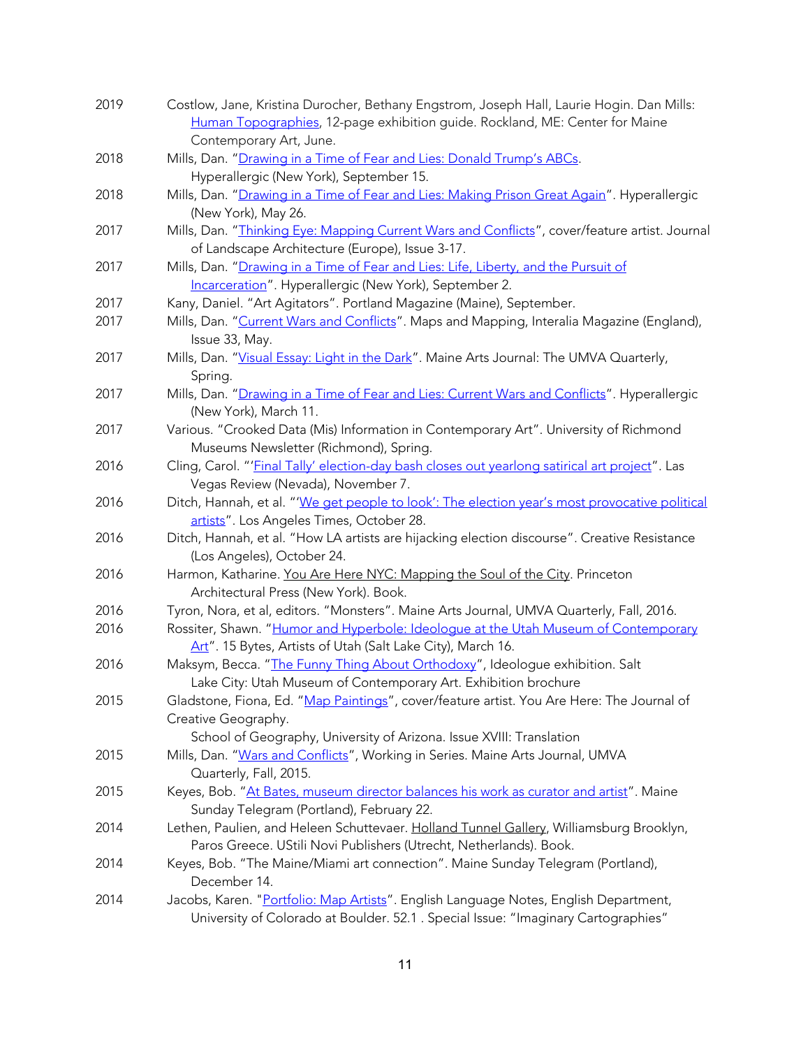2019 Costlow, Jane, Kristina Durocher, Bethany Engstrom, Joseph Hall, Laurie Hogin. Dan Mills: Human Topographies, 12-page exhibition guide. Rockland, ME: Center for Maine Contemporary Art, June.

2018 Mills, Dan. "Drawing in a Time of Fear and Lies: Donald Trump's ABCs. Hyperallergic (New York), September 15.

2018 Mills, Dan. "Drawing in a Time of Fear and Lies: Making Prison Great Again". Hyperallergic (New York), May 26.

2017 Mills, Dan. "Thinking Eye: Mapping Current Wars and Conflicts", cover/feature artist. Journal of Landscape Architecture (Europe), Issue 3-17.

2017 Mills, Dan. "Drawing in a Time of Fear and Lies: Life, Liberty, and the Pursuit of Incarceration". Hyperallergic (New York), September 2.

2017 Kany, Daniel. "Art Agitators". Portland Magazine (Maine), September.

2017 Mills, Dan. "Current Wars and Conflicts". Maps and Mapping, Interalia Magazine (England), Issue 33, May.

2017 Mills, Dan. "Visual Essay: Light in the Dark". Maine Arts Journal: The UMVA Quarterly, Spring.

2017 Mills, Dan. "Drawing in a Time of Fear and Lies: Current Wars and Conflicts". Hyperallergic (New York), March 11.

2017 Various. "Crooked Data (Mis) Information in Contemporary Art". University of Richmond Museums Newsletter (Richmond), Spring.

2016 Cling, Carol. "'Final Tally' election-day bash closes out yearlong satirical art project". Las Vegas Review (Nevada), November 7.

2016 Ditch, Hannah, et al. "'We get people to look': The election year's most provocative political artists". Los Angeles Times, October 28.

2016 Ditch, Hannah, et al. "How LA artists are hijacking election discourse". Creative Resistance (Los Angeles), October 24.

2016 Harmon, Katharine. You Are Here NYC: Mapping the Soul of the City. Princeton Architectural Press (New York). Book.

2016 Tyron, Nora, et al, editors. "Monsters". Maine Arts Journal, UMVA Quarterly, Fall, 2016.

2016 Rossiter, Shawn. "Humor and Hyperbole: Ideologue at the Utah Museum of Contemporary Art". 15 Bytes, Artists of Utah (Salt Lake City), March 16.

2016 Maksym, Becca. "The Funny Thing About Orthodoxy", Ideologue exhibition. Salt Lake City: Utah Museum of Contemporary Art. Exhibition brochure

2015 Gladstone, Fiona, Ed. "Map Paintings", cover/feature artist. You Are Here: The Journal of Creative Geography. School of Geography, University of Arizona. Issue XVIII: Translation

2015 Mills, Dan. "Wars and Conflicts", Working in Series. Maine Arts Journal, UMVA Quarterly, Fall, 2015.

2015 Keyes, Bob. "At Bates, museum director balances his work as curator and artist". Maine Sunday Telegram (Portland), February 22.

2014 Lethen, Paulien, and Heleen Schuttevaer. Holland Tunnel Gallery, Williamsburg Brooklyn, Paros Greece. UStili Novi Publishers (Utrecht, Netherlands). Book.

2014 Keyes, Bob. "The Maine/Miami art connection". Maine Sunday Telegram (Portland), December 14.

2014 Jacobs, Karen. "Portfolio: Map Artists". English Language Notes, English Department, University of Colorado at Boulder. 52.1 . Special Issue: "Imaginary Cartographies"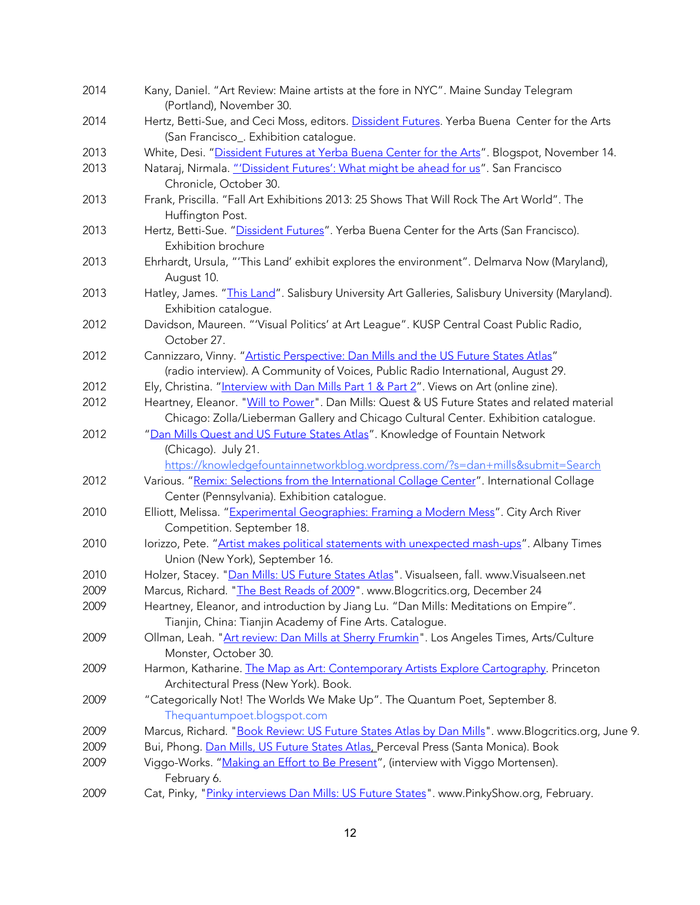2014 Kany, Daniel. "Art Review: Maine artists at the fore in NYC". Maine Sunday Telegram (Portland), November 30.

2014 Hertz, Betti-Sue, and Ceci Moss, editors. Dissident Futures. Yerba Buena Center for the Arts (San Francisco_. Exhibition catalogue.

2013 White, Desi. "Dissident Futures at Yerba Buena Center for the Arts". Blogspot, November 14.

2013 Nataraj, Nirmala. "'Dissident Futures': What might be ahead for us". San Francisco Chronicle, October 30.

2013 Frank, Priscilla. "Fall Art Exhibitions 2013: 25 Shows That Will Rock The Art World". The Huffington Post.

2013 Hertz, Betti-Sue. "Dissident Futures". Yerba Buena Center for the Arts (San Francisco). Exhibition brochure

2013 Ehrhardt, Ursula, "'This Land' exhibit explores the environment". Delmarva Now (Maryland), August 10.

2013 Hatley, James. "This Land". Salisbury University Art Galleries, Salisbury University (Maryland). Exhibition catalogue.

2012 Davidson, Maureen. "'Visual Politics' at Art League". KUSP Central Coast Public Radio, October 27.

2012 Cannizzaro, Vinny. "Artistic Perspective: Dan Mills and the US Future States Atlas" (radio interview). A Community of Voices, Public Radio International, August 29.

2012 Ely, Christina. "Interview with Dan Mills Part 1 & Part 2". Views on Art (online zine).

2012 Heartney, Eleanor. "Will to Power". Dan Mills: Quest & US Future States and related material Chicago: Zolla/Lieberman Gallery and Chicago Cultural Center. Exhibition catalogue.

2012 "Dan Mills Quest and US Future States Atlas". Knowledge of Fountain Network (Chicago). July 21. https://knowledgefountainnetworkblog.wordpress.com/?s=dan+mills&submit=Search

2012 Various. "Remix: Selections from the International Collage Center". International Collage Center (Pennsylvania). Exhibition catalogue.

2010 Elliott, Melissa. "Experimental Geographies: Framing a Modern Mess". City Arch River Competition. September 18.

2010 Iorizzo, Pete. "Artist makes political statements with unexpected mash-ups". Albany Times Union (New York), September 16.

2010 Holzer, Stacey. "Dan Mills: US Future States Atlas". Visualseen, fall. www.Visualseen.net

2009 Marcus, Richard. "The Best Reads of 2009". www.Blogcritics.org, December 24

2009 Heartney, Eleanor, and introduction by Jiang Lu. "Dan Mills: Meditations on Empire". Tianjin, China: Tianjin Academy of Fine Arts. Catalogue.

2009 Ollman, Leah. "Art review: Dan Mills at Sherry Frumkin". Los Angeles Times, Arts/Culture Monster, October 30.

2009 Harmon, Katharine. The Map as Art: Contemporary Artists Explore Cartography. Princeton Architectural Press (New York). Book.

2009 "Categorically Not! The Worlds We Make Up". The Quantum Poet, September 8. Thequantumpoet.blogspot.com

2009 Marcus, Richard. "Book Review: US Future States Atlas by Dan Mills". www.Blogcritics.org, June 9.

2009 Bui, Phong. Dan Mills, US Future States Atlas, Perceval Press (Santa Monica). Book

2009 Viggo-Works. "Making an Effort to Be Present", (interview with Viggo Mortensen). February 6.

2009 Cat, Pinky, "Pinky interviews Dan Mills: US Future States". www.PinkyShow.org, February.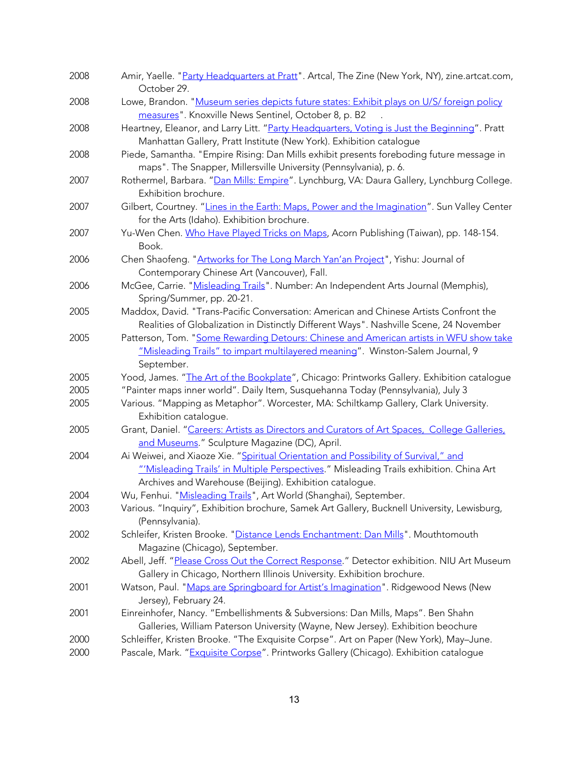2008 Amir, Yaelle. "[Party Headquarters at Pratt](#)". Artcal, The Zine (New York, NY), zine.artcat.com, October 29.

2008 Lowe, Brandon. "[Museum series depicts future states: Exhibit plays on U/S/ foreign policy measures](#)". Knoxville News Sentinel, October 8, p. B2 .

2008 Heartney, Eleanor, and Larry Litt. "[Party Headquarters, Voting is Just the Beginning](#)". Pratt Manhattan Gallery, Pratt Institute (New York). Exhibition catalogue

2008 Piede, Samantha. "Empire Rising: Dan Mills exhibit presents foreboding future message in maps". The Snapper, Millersville University (Pennsylvania), p. 6.

2007 Rothermel, Barbara. "[Dan Mills: Empire](#)". Lynchburg, VA: Daura Gallery, Lynchburg College. Exhibition brochure.

2007 Gilbert, Courtney. "[Lines in the Earth: Maps, Power and the Imagination](#)". Sun Valley Center for the Arts (Idaho). Exhibition brochure.

2007 Yu-Wen Chen. [Who Have Played Tricks on Maps](#), Acorn Publishing (Taiwan), pp. 148-154. Book.

2006 Chen Shaofeng. "[Artworks for The Long March Yan'an Project](#)", Yishu: Journal of Contemporary Chinese Art (Vancouver), Fall.

2006 McGee, Carrie. "[Misleading Trails](#)". Number: An Independent Arts Journal (Memphis), Spring/Summer, pp. 20-21.

2005 Maddox, David. "Trans-Pacific Conversation: American and Chinese Artists Confront the Realities of Globalization in Distinctly Different Ways". Nashville Scene, 24 November

2005 Patterson, Tom. "[Some Rewarding Detours: Chinese and American artists in WFU show take "Misleading Trails" to impart multilayered meaning](#)". Winston-Salem Journal, 9 September.

2005 Yood, James. "[The Art of the Bookplate](#)", Chicago: Printworks Gallery. Exhibition catalogue

2005 "Painter maps inner world". Daily Item, Susquehanna Today (Pennsylvania), July 3

2005 Various. "Mapping as Metaphor". Worcester, MA: Schiltkamp Gallery, Clark University. Exhibition catalogue.

2005 Grant, Daniel. "[Careers: Artists as Directors and Curators of Art Spaces, College Galleries, and Museums](#)." Sculpture Magazine (DC), April.

2004 Ai Weiwei, and Xiaoze Xie. "[Spiritual Orientation and Possibility of Survival," and "'Misleading Trails' in Multiple Perspectives](#)." Misleading Trails exhibition. China Art Archives and Warehouse (Beijing). Exhibition catalogue.

2004 Wu, Fenhui. "[Misleading Trails](#)", Art World (Shanghai), September.

2003 Various. "Inquiry", Exhibition brochure, Samek Art Gallery, Bucknell University, Lewisburg, (Pennsylvania).

2002 Schleifer, Kristen Brooke. "[Distance Lends Enchantment: Dan Mills](#)". Mouthtomouth Magazine (Chicago), September.

2002 Abell, Jeff. "[Please Cross Out the Correct Response](#)." Detector exhibition. NIU Art Museum Gallery in Chicago, Northern Illinois University. Exhibition brochure.

2001 Watson, Paul. "[Maps are Springboard for Artist's Imagination](#)". Ridgewood News (New Jersey), February 24.

2001 Einreinhofer, Nancy. "Embellishments & Subversions: Dan Mills, Maps". Ben Shahn Galleries, William Paterson University (Wayne, New Jersey). Exhibition beochure

2000 Schleiffer, Kristen Brooke. "The Exquisite Corpse". Art on Paper (New York), May–June.

2000 Pascale, Mark. "[Exquisite Corpse](#)". Printworks Gallery (Chicago). Exhibition catalogue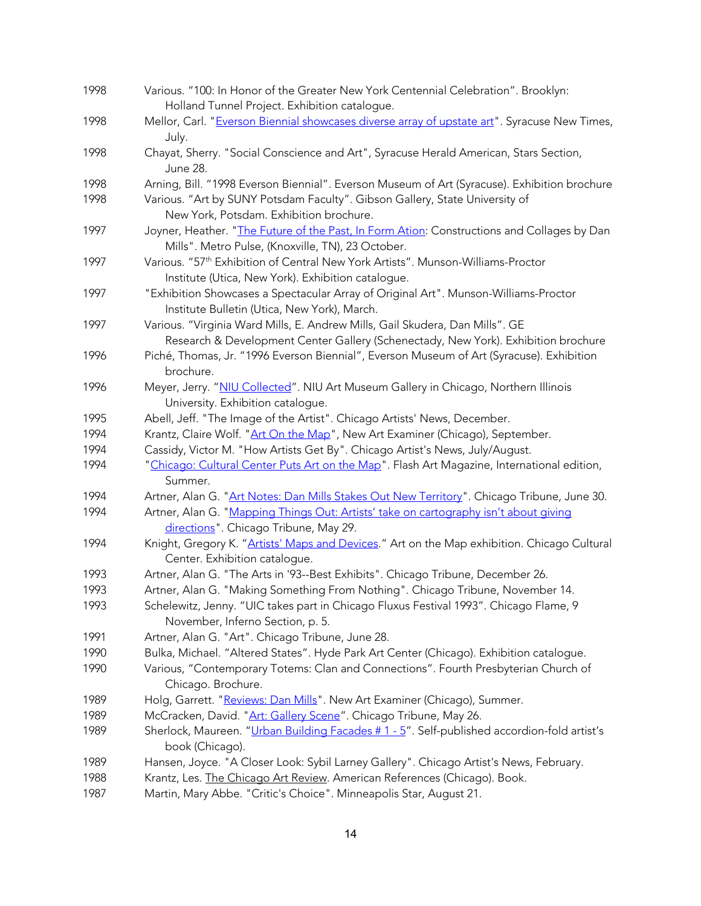1998 Various. “100: In Honor of the Greater New York Centennial Celebration”. Brooklyn: Holland Tunnel Project. Exhibition catalogue.

1998 Mellor, Carl. "Everson Biennial showcases diverse array of upstate art". Syracuse New Times, July.

1998 Chayat, Sherry. "Social Conscience and Art", Syracuse Herald American, Stars Section, June 28.

1998 Arning, Bill. “1998 Everson Biennial”. Everson Museum of Art (Syracuse). Exhibition brochure

1998 Various. “Art by SUNY Potsdam Faculty”. Gibson Gallery, State University of New York, Potsdam. Exhibition brochure.

1997 Joyner, Heather. "The Future of the Past, In Form Ation: Constructions and Collages by Dan Mills". Metro Pulse, (Knoxville, TN), 23 October.

1997 Various. “57th Exhibition of Central New York Artists”. Munson-Williams-Proctor Institute (Utica, New York). Exhibition catalogue.

1997 "Exhibition Showcases a Spectacular Array of Original Art". Munson-Williams-Proctor Institute Bulletin (Utica, New York), March.

1997 Various. “Virginia Ward Mills, E. Andrew Mills, Gail Skudera, Dan Mills”. GE Research & Development Center Gallery (Schenectady, New York). Exhibition brochure

1996 Piché, Thomas, Jr. “1996 Everson Biennial”, Everson Museum of Art (Syracuse). Exhibition brochure.

1996 Meyer, Jerry. “NIU Collected”. NIU Art Museum Gallery in Chicago, Northern Illinois University. Exhibition catalogue.

1995 Abell, Jeff. "The Image of the Artist". Chicago Artists' News, December.

1994 Krantz, Claire Wolf. "Art On the Map", New Art Examiner (Chicago), September.

1994 Cassidy, Victor M. "How Artists Get By". Chicago Artist's News, July/August.

1994 "Chicago: Cultural Center Puts Art on the Map". Flash Art Magazine, International edition, Summer.

1994 Artner, Alan G. "Art Notes: Dan Mills Stakes Out New Territory". Chicago Tribune, June 30.

1994 Artner, Alan G. "Mapping Things Out: Artists’ take on cartography isn’t about giving directions". Chicago Tribune, May 29.

1994 Knight, Gregory K. “Artists' Maps and Devices.” Art on the Map exhibition. Chicago Cultural Center. Exhibition catalogue.

1993 Artner, Alan G. "The Arts in '93--Best Exhibits". Chicago Tribune, December 26.

1993 Artner, Alan G. "Making Something From Nothing". Chicago Tribune, November 14.

1993 Schelewitz, Jenny. “UIC takes part in Chicago Fluxus Festival 1993”. Chicago Flame, 9 November, Inferno Section, p. 5.

1991 Artner, Alan G. "Art". Chicago Tribune, June 28.

1990 Bulka, Michael. “Altered States”. Hyde Park Art Center (Chicago). Exhibition catalogue.

1990 Various, “Contemporary Totems: Clan and Connections”. Fourth Presbyterian Church of Chicago. Brochure.

1989 Holg, Garrett. "Reviews: Dan Mills". New Art Examiner (Chicago), Summer.

1989 McCracken, David. "Art: Gallery Scene”. Chicago Tribune, May 26.

1989 Sherlock, Maureen. “Urban Building Facades # 1 - 5”. Self-published accordion-fold artist’s book (Chicago).

1989 Hansen, Joyce. "A Closer Look: Sybil Larney Gallery". Chicago Artist's News, February.

1988 Krantz, Les. The Chicago Art Review. American References (Chicago). Book.

1987 Martin, Mary Abbe. "Critic's Choice". Minneapolis Star, August 21.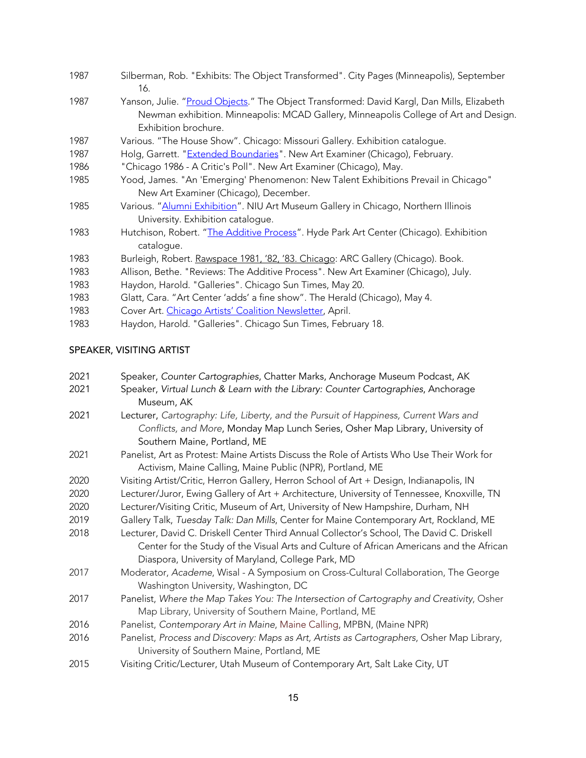1987 Silberman, Rob. "Exhibits: The Object Transformed". City Pages (Minneapolis), September 16.

1987 Yanson, Julie. "Proud Objects." The Object Transformed: David Kargl, Dan Mills, Elizabeth Newman exhibition. Minneapolis: MCAD Gallery, Minneapolis College of Art and Design. Exhibition brochure.

1987 Various. "The House Show". Chicago: Missouri Gallery. Exhibition catalogue.

1987 Holg, Garrett. "Extended Boundaries". New Art Examiner (Chicago), February.

1986 "Chicago 1986 - A Critic's Poll". New Art Examiner (Chicago), May.

1985 Yood, James. "An 'Emerging' Phenomenon: New Talent Exhibitions Prevail in Chicago" New Art Examiner (Chicago), December.

1985 Various. "Alumni Exhibition". NIU Art Museum Gallery in Chicago, Northern Illinois University. Exhibition catalogue.

1983 Hutchison, Robert. "The Additive Process". Hyde Park Art Center (Chicago). Exhibition catalogue.

1983 Burleigh, Robert. Rawspace 1981, '82, '83. Chicago: ARC Gallery (Chicago). Book.

1983 Allison, Bethe. "Reviews: The Additive Process". New Art Examiner (Chicago), July.

1983 Haydon, Harold. "Galleries". Chicago Sun Times, May 20.

1983 Glatt, Cara. "Art Center 'adds' a fine show". The Herald (Chicago), May 4.

1983 Cover Art. Chicago Artists' Coalition Newsletter, April.

1983 Haydon, Harold. "Galleries". Chicago Sun Times, February 18.

## SPEAKER, VISITING ARTIST

2021 Speaker, *Counter Cartographies*, Chatter Marks, Anchorage Museum Podcast, AK

2021 Speaker, *Virtual Lunch & Learn with the Library: Counter Cartographies*, Anchorage Museum, AK

2021 Lecturer, *Cartography: Life, Liberty, and the Pursuit of Happiness, Current Wars and Conflicts, and More*, Monday Map Lunch Series, Osher Map Library, University of Southern Maine, Portland, ME

2021 Panelist, Art as Protest: Maine Artists Discuss the Role of Artists Who Use Their Work for Activism, Maine Calling, Maine Public (NPR), Portland, ME

2020 Visiting Artist/Critic, Herron Gallery, Herron School of Art + Design, Indianapolis, IN

2020 Lecturer/Juror, Ewing Gallery of Art + Architecture, University of Tennessee, Knoxville, TN

2020 Lecturer/Visiting Critic, Museum of Art, University of New Hampshire, Durham, NH

2019 Gallery Talk, *Tuesday Talk: Dan Mills*, Center for Maine Contemporary Art, Rockland, ME

2018 Lecturer, David C. Driskell Center Third Annual Collector's School, The David C. Driskell Center for the Study of the Visual Arts and Culture of African Americans and the African Diaspora, University of Maryland, College Park, MD

2017 Moderator, *Academe*, Wisal - A Symposium on Cross-Cultural Collaboration, The George Washington University, Washington, DC

2017 Panelist, *Where the Map Takes You: The Intersection of Cartography and Creativity*, Osher Map Library, University of Southern Maine, Portland, ME

2016 Panelist, *Contemporary Art in Maine*, Maine Calling, MPBN, (Maine NPR)

2016 Panelist, *Process and Discovery: Maps as Art, Artists as Cartographers*, Osher Map Library, University of Southern Maine, Portland, ME

2015 Visiting Critic/Lecturer, Utah Museum of Contemporary Art, Salt Lake City, UT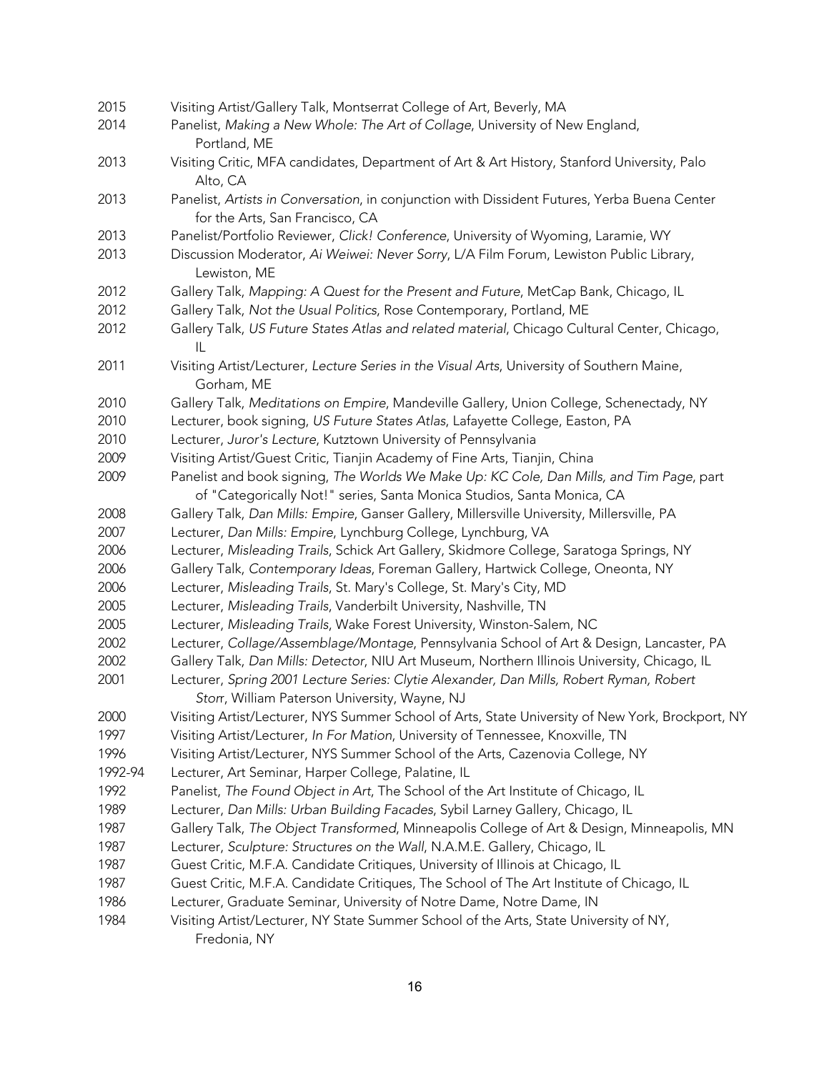2015 Visiting Artist/Gallery Talk, Montserrat College of Art, Beverly, MA

2014 Panelist, *Making a New Whole: The Art of Collage*, University of New England, Portland, ME

2013 Visiting Critic, MFA candidates, Department of Art & Art History, Stanford University, Palo Alto, CA

2013 Panelist, *Artists in Conversation*, in conjunction with Dissident Futures, Yerba Buena Center for the Arts, San Francisco, CA

2013 Panelist/Portfolio Reviewer, *Click! Conference*, University of Wyoming, Laramie, WY

2013 Discussion Moderator, *Ai Weiwei: Never Sorry*, L/A Film Forum, Lewiston Public Library, Lewiston, ME

2012 Gallery Talk, *Mapping: A Quest for the Present and Future*, MetCap Bank, Chicago, IL

2012 Gallery Talk, *Not the Usual Politics*, Rose Contemporary, Portland, ME

2012 Gallery Talk, *US Future States Atlas and related material*, Chicago Cultural Center, Chicago, IL

2011 Visiting Artist/Lecturer, *Lecture Series in the Visual Arts*, University of Southern Maine, Gorham, ME

2010 Gallery Talk, *Meditations on Empire*, Mandeville Gallery, Union College, Schenectady, NY

2010 Lecturer, book signing, *US Future States Atlas*, Lafayette College, Easton, PA

2010 Lecturer, *Juror's Lecture*, Kutztown University of Pennsylvania

2009 Visiting Artist/Guest Critic, Tianjin Academy of Fine Arts, Tianjin, China

2009 Panelist and book signing, *The Worlds We Make Up: KC Cole, Dan Mills, and Tim Page*, part of "Categorically Not!" series, Santa Monica Studios, Santa Monica, CA

2008 Gallery Talk, *Dan Mills: Empire*, Ganser Gallery, Millersville University, Millersville, PA

2007 Lecturer, *Dan Mills: Empire*, Lynchburg College, Lynchburg, VA

2006 Lecturer, *Misleading Trails*, Schick Art Gallery, Skidmore College, Saratoga Springs, NY

2006 Gallery Talk, *Contemporary Ideas*, Foreman Gallery, Hartwick College, Oneonta, NY

2006 Lecturer, *Misleading Trails*, St. Mary's College, St. Mary's City, MD

2005 Lecturer, *Misleading Trails*, Vanderbilt University, Nashville, TN

2005 Lecturer, *Misleading Trails*, Wake Forest University, Winston-Salem, NC

2002 Lecturer, *Collage/Assemblage/Montage*, Pennsylvania School of Art & Design, Lancaster, PA

2002 Gallery Talk, *Dan Mills: Detector*, NIU Art Museum, Northern Illinois University, Chicago, IL

2001 Lecturer, *Spring 2001 Lecture Series: Clytie Alexander, Dan Mills, Robert Ryman, Robert Storr*, William Paterson University, Wayne, NJ

2000 Visiting Artist/Lecturer, NYS Summer School of Arts, State University of New York, Brockport, NY

1997 Visiting Artist/Lecturer, *In For Mation*, University of Tennessee, Knoxville, TN

1996 Visiting Artist/Lecturer, NYS Summer School of the Arts, Cazenovia College, NY

1992-94 Lecturer, Art Seminar, Harper College, Palatine, IL

1992 Panelist, *The Found Object in Art*, The School of the Art Institute of Chicago, IL

1989 Lecturer, *Dan Mills: Urban Building Facades*, Sybil Larney Gallery, Chicago, IL

1987 Gallery Talk, *The Object Transformed*, Minneapolis College of Art & Design, Minneapolis, MN

1987 Lecturer, *Sculpture: Structures on the Wall*, N.A.M.E. Gallery, Chicago, IL

1987 Guest Critic, M.F.A. Candidate Critiques, University of Illinois at Chicago, IL

1987 Guest Critic, M.F.A. Candidate Critiques, The School of The Art Institute of Chicago, IL

1986 Lecturer, Graduate Seminar, University of Notre Dame, Notre Dame, IN

1984 Visiting Artist/Lecturer, NY State Summer School of the Arts, State University of NY, Fredonia, NY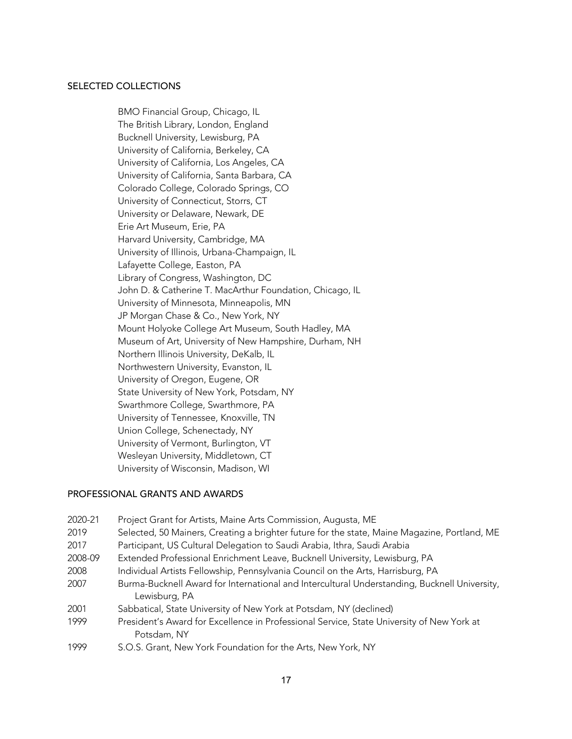## SELECTED COLLECTIONS

BMO Financial Group, Chicago, IL
The British Library, London, England
Bucknell University, Lewisburg, PA
University of California, Berkeley, CA
University of California, Los Angeles, CA
University of California, Santa Barbara, CA
Colorado College, Colorado Springs, CO
University of Connecticut, Storrs, CT
University or Delaware, Newark, DE
Erie Art Museum, Erie, PA
Harvard University, Cambridge, MA
University of Illinois, Urbana-Champaign, IL
Lafayette College, Easton, PA
Library of Congress, Washington, DC
John D. & Catherine T. MacArthur Foundation, Chicago, IL
University of Minnesota, Minneapolis, MN
JP Morgan Chase & Co., New York, NY
Mount Holyoke College Art Museum, South Hadley, MA
Museum of Art, University of New Hampshire, Durham, NH
Northern Illinois University, DeKalb, IL
Northwestern University, Evanston, IL
University of Oregon, Eugene, OR
State University of New York, Potsdam, NY
Swarthmore College, Swarthmore, PA
University of Tennessee, Knoxville, TN
Union College, Schenectady, NY
University of Vermont, Burlington, VT
Wesleyan University, Middletown, CT
University of Wisconsin, Madison, WI

## PROFESSIONAL GRANTS AND AWARDS

2020-21 Project Grant for Artists, Maine Arts Commission, Augusta, ME
2019 Selected, 50 Mainers, Creating a brighter future for the state, Maine Magazine, Portland, ME
2017 Participant, US Cultural Delegation to Saudi Arabia, Ithra, Saudi Arabia
2008-09 Extended Professional Enrichment Leave, Bucknell University, Lewisburg, PA
2008 Individual Artists Fellowship, Pennsylvania Council on the Arts, Harrisburg, PA
2007 Burma-Bucknell Award for International and Intercultural Understanding, Bucknell University, Lewisburg, PA
2001 Sabbatical, State University of New York at Potsdam, NY (declined)
1999 President's Award for Excellence in Professional Service, State University of New York at Potsdam, NY
1999 S.O.S. Grant, New York Foundation for the Arts, New York, NY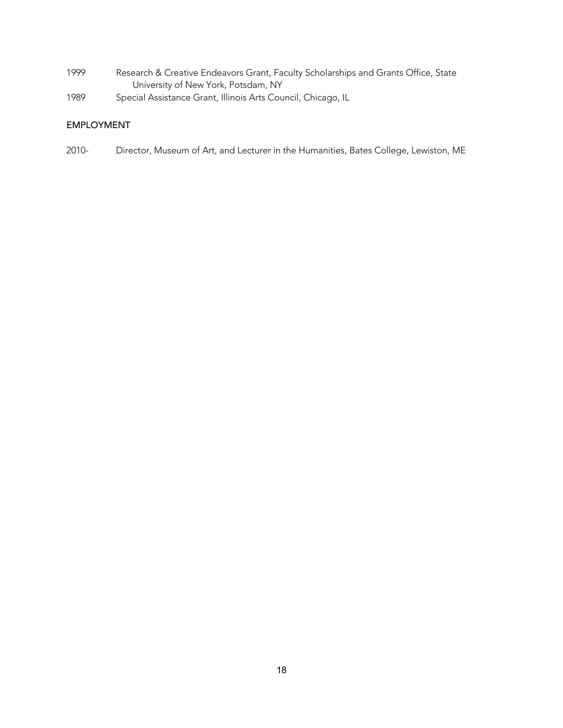1999 Research & Creative Endeavors Grant, Faculty Scholarships and Grants Office, State University of New York, Potsdam, NY

1989 Special Assistance Grant, Illinois Arts Council, Chicago, IL

## EMPLOYMENT

2010- Director, Museum of Art, and Lecturer in the Humanities, Bates College, Lewiston, ME